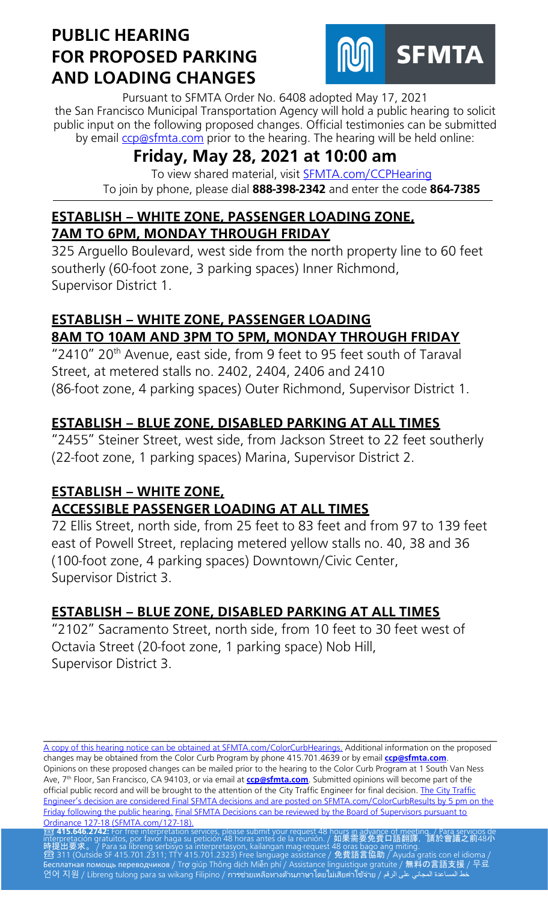# PUBLIC HEARING FOR PROPOSED PARKING AND LOADING CHANGES

SFMTA

Pursuant to SFMTA Order No. 6408 adopted May 17, 2021 the San Francisco Municipal Transportation Agency will hold a public hearing to solicit public input on the following proposed changes. Official testimonies can be submitted by email ccp@sfmta.com prior to the hearing. The hearing will be held online:

## Friday, May 28, 2021 at 10:00 am

To view shared material, visit SFMTA.com/CCPHearing
To join by phone, please dial **888-398-2342** and enter the code **864-7385**

### ESTABLISH – WHITE ZONE, PASSENGER LOADING ZONE, 7AM TO 6PM, MONDAY THROUGH FRIDAY

325 Arguello Boulevard, west side from the north property line to 60 feet southerly (60-foot zone, 3 parking spaces) Inner Richmond, Supervisor District 1.

### ESTABLISH – WHITE ZONE, PASSENGER LOADING 8AM TO 10AM AND 3PM TO 5PM, MONDAY THROUGH FRIDAY

"2410" 20th Avenue, east side, from 9 feet to 95 feet south of Taraval Street, at metered stalls no. 2402, 2404, 2406 and 2410 (86-foot zone, 4 parking spaces) Outer Richmond, Supervisor District 1.

### ESTABLISH – BLUE ZONE, DISABLED PARKING AT ALL TIMES

"2455" Steiner Street, west side, from Jackson Street to 22 feet southerly (22-foot zone, 1 parking spaces) Marina, Supervisor District 2.

### ESTABLISH – WHITE ZONE, ACCESSIBLE PASSENGER LOADING AT ALL TIMES

72 Ellis Street, north side, from 25 feet to 83 feet and from 97 to 139 feet east of Powell Street, replacing metered yellow stalls no. 40, 38 and 36 (100-foot zone, 4 parking spaces) Downtown/Civic Center, Supervisor District 3.

### ESTABLISH – BLUE ZONE, DISABLED PARKING AT ALL TIMES

"2102" Sacramento Street, north side, from 10 feet to 30 feet west of Octavia Street (20-foot zone, 1 parking space) Nob Hill, Supervisor District 3.

---

A copy of this hearing notice can be obtained at SFMTA.com/ColorCurbHearings. Additional information on the proposed changes may be obtained from the Color Curb Program by phone 415.701.4639 or by email **ccp@sfmta.com**. Opinions on these proposed changes can be mailed prior to the hearing to the Color Curb Program at 1 South Van Ness Ave, 7th Floor, San Francisco, CA 94103, or via email at **ccp@sfmta.com**. Submitted opinions will become part of the official public record and will be brought to the attention of the City Traffic Engineer for final decision. The City Traffic Engineer's decision are considered Final SFMTA decisions and are posted on SFMTA.com/ColorCurbResults by 5 pm on the Friday following the public hearing. Final SFMTA Decisions can be reviewed by the Board of Supervisors pursuant to Ordinance 127-18 (SFMTA.com/127-18).

☎ **415.646.2742:** For free interpretation services, please submit your request 48 hours in advance of meeting. / Para servicios de interpretación gratuitos, por favor haga su petición 48 horas antes de la reunión. / 如果需要免費口語翻譯，請於會議之前48小時提出要求。/ Para sa libreng serbisyo sa interpretasyon, kailangan mag-request 48 oras bago ang miting.
☎ 311 (Outside SF 415.701.2311; TTY 415.701.2323) Free language assistance / 免費語言協助 / Ayuda gratis con el idioma / Бесплатная помощь переводчиков / Trợ giúp Thông dịch Miễn phí / Assistance linguistique gratuite / 無料の言語支援 / 무료 언어 지원 / Libreng tulong para sa wikang Filipino / การช่วยเหลือทางด้านภาษาโดยไม่เสียค่าใช้จ่าย / خط المساعدة المجاني على الرقم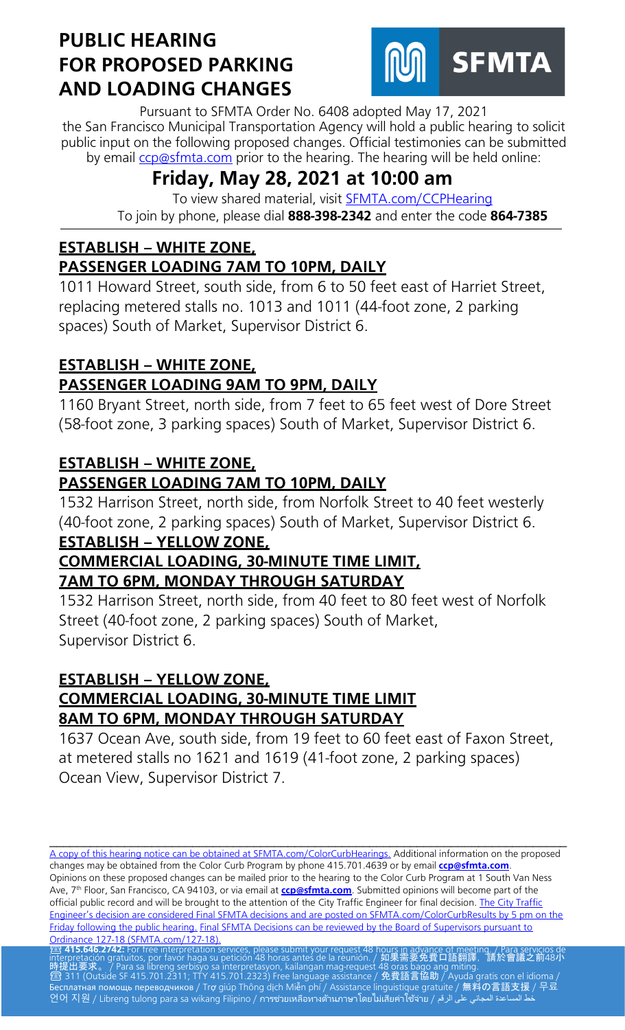# PUBLIC HEARING FOR PROPOSED PARKING AND LOADING CHANGES

SFMTA

Pursuant to SFMTA Order No. 6408 adopted May 17, 2021 the San Francisco Municipal Transportation Agency will hold a public hearing to solicit public input on the following proposed changes. Official testimonies can be submitted by email ccp@sfmta.com prior to the hearing. The hearing will be held online:

## Friday, May 28, 2021 at 10:00 am

To view shared material, visit SFMTA.com/CCPHearing

To join by phone, please dial **888-398-2342** and enter the code **864-7385**

### ESTABLISH – WHITE ZONE, PASSENGER LOADING 7AM TO 10PM, DAILY

1011 Howard Street, south side, from 6 to 50 feet east of Harriet Street, replacing metered stalls no. 1013 and 1011 (44-foot zone, 2 parking spaces) South of Market, Supervisor District 6.

### ESTABLISH – WHITE ZONE, PASSENGER LOADING 9AM TO 9PM, DAILY

1160 Bryant Street, north side, from 7 feet to 65 feet west of Dore Street (58-foot zone, 3 parking spaces) South of Market, Supervisor District 6.

### ESTABLISH – WHITE ZONE, PASSENGER LOADING 7AM TO 10PM, DAILY

1532 Harrison Street, north side, from Norfolk Street to 40 feet westerly (40-foot zone, 2 parking spaces) South of Market, Supervisor District 6.

### ESTABLISH – YELLOW ZONE, COMMERCIAL LOADING, 30-MINUTE TIME LIMIT, 7AM TO 6PM, MONDAY THROUGH SATURDAY

1532 Harrison Street, north side, from 40 feet to 80 feet west of Norfolk Street (40-foot zone, 2 parking spaces) South of Market, Supervisor District 6.

### ESTABLISH – YELLOW ZONE, COMMERCIAL LOADING, 30-MINUTE TIME LIMIT 8AM TO 6PM, MONDAY THROUGH SATURDAY

1637 Ocean Ave, south side, from 19 feet to 60 feet east of Faxon Street, at metered stalls no 1621 and 1619 (41-foot zone, 2 parking spaces) Ocean View, Supervisor District 7.

---

A copy of this hearing notice can be obtained at SFMTA.com/ColorCurbHearings. Additional information on the proposed changes may be obtained from the Color Curb Program by phone 415.701.4639 or by email **ccp@sfmta.com**. Opinions on these proposed changes can be mailed prior to the hearing to the Color Curb Program at 1 South Van Ness Ave, 7th Floor, San Francisco, CA 94103, or via email at **ccp@sfmta.com**. Submitted opinions will become part of the official public record and will be brought to the attention of the City Traffic Engineer for final decision. The City Traffic Engineer's decision are considered Final SFMTA decisions and are posted on SFMTA.com/ColorCurbResults by 5 pm on the Friday following the public hearing. Final SFMTA Decisions can be reviewed by the Board of Supervisors pursuant to Ordinance 127-18 (SFMTA.com/127-18).

☎ **415.646.2742:** For free interpretation services, please submit your request 48 hours in advance of meeting. / Para servicios de interpretación gratuitos, por favor haga su petición 48 horas antes de la reunión. / 如果需要免費口語翻譯，請於會議之前48小時提出要求。 / Para sa libreng serbisyo sa interpretasyon, kailangan mag-request 48 oras bago ang miting.

☎ 311 (Outside SF 415.701.2311; TTY 415.701.2323) Free language assistance / 免費語言協助 / Ayuda gratis con el idioma / Бесплатная помощь переводчиков / Trợ giúp Thông dịch Miễn phí / Assistance linguistique gratuite / 無料の言語支援 / 무료 언어 지원 / Libreng tulong para sa wikang Filipino / การช่วยเหลือทางด้านภาษาโดยไม่เสียค่าใช้จ่าย / خط المساعدة المجاني على الرقم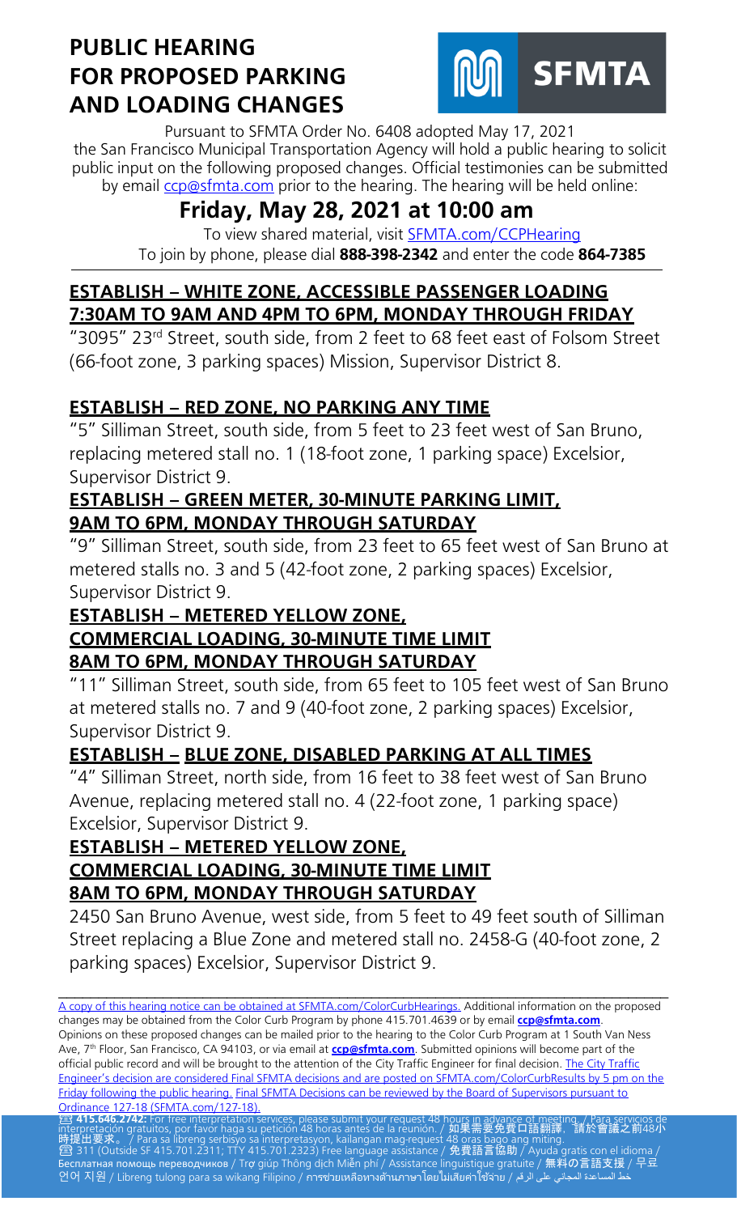# PUBLIC HEARING FOR PROPOSED PARKING AND LOADING CHANGES

SFMTA

Pursuant to SFMTA Order No. 6408 adopted May 17, 2021 the San Francisco Municipal Transportation Agency will hold a public hearing to solicit public input on the following proposed changes. Official testimonies can be submitted by email ccp@sfmta.com prior to the hearing. The hearing will be held online:

## Friday, May 28, 2021 at 10:00 am

To view shared material, visit SFMTA.com/CCPHearing

To join by phone, please dial **888-398-2342** and enter the code **864-7385**

### ESTABLISH – WHITE ZONE, ACCESSIBLE PASSENGER LOADING 7:30AM TO 9AM AND 4PM TO 6PM, MONDAY THROUGH FRIDAY

"3095" 23rd Street, south side, from 2 feet to 68 feet east of Folsom Street (66-foot zone, 3 parking spaces) Mission, Supervisor District 8.

### ESTABLISH – RED ZONE, NO PARKING ANY TIME

"5" Silliman Street, south side, from 5 feet to 23 feet west of San Bruno, replacing metered stall no. 1 (18-foot zone, 1 parking space) Excelsior, Supervisor District 9.

### ESTABLISH – GREEN METER, 30-MINUTE PARKING LIMIT, 9AM TO 6PM, MONDAY THROUGH SATURDAY

"9" Silliman Street, south side, from 23 feet to 65 feet west of San Bruno at metered stalls no. 3 and 5 (42-foot zone, 2 parking spaces) Excelsior, Supervisor District 9.

### ESTABLISH – METERED YELLOW ZONE, COMMERCIAL LOADING, 30-MINUTE TIME LIMIT 8AM TO 6PM, MONDAY THROUGH SATURDAY

"11" Silliman Street, south side, from 65 feet to 105 feet west of San Bruno at metered stalls no. 7 and 9 (40-foot zone, 2 parking spaces) Excelsior, Supervisor District 9.

### ESTABLISH – BLUE ZONE, DISABLED PARKING AT ALL TIMES

"4" Silliman Street, north side, from 16 feet to 38 feet west of San Bruno Avenue, replacing metered stall no. 4 (22-foot zone, 1 parking space) Excelsior, Supervisor District 9.

### ESTABLISH – METERED YELLOW ZONE, COMMERCIAL LOADING, 30-MINUTE TIME LIMIT 8AM TO 6PM, MONDAY THROUGH SATURDAY

2450 San Bruno Avenue, west side, from 5 feet to 49 feet south of Silliman Street replacing a Blue Zone and metered stall no. 2458-G (40-foot zone, 2 parking spaces) Excelsior, Supervisor District 9.

---

A copy of this hearing notice can be obtained at SFMTA.com/ColorCurbHearings. Additional information on the proposed changes may be obtained from the Color Curb Program by phone 415.701.4639 or by email **ccp@sfmta.com**. Opinions on these proposed changes can be mailed prior to the hearing to the Color Curb Program at 1 South Van Ness Ave, 7th Floor, San Francisco, CA 94103, or via email at **ccp@sfmta.com**. Submitted opinions will become part of the official public record and will be brought to the attention of the City Traffic Engineer for final decision. The City Traffic Engineer's decision are considered Final SFMTA decisions and are posted on SFMTA.com/ColorCurbResults by 5 pm on the Friday following the public hearing. Final SFMTA Decisions can be reviewed by the Board of Supervisors pursuant to Ordinance 127-18 (SFMTA.com/127-18).

**415.646.2742:** For free interpretation services, please submit your request 48 hours in advance of meeting. / Para servicios de interpretación gratuitos, por favor haga su petición 48 horas antes de la reunión. / 如果需要免費口語翻譯，請於會議之前48小時提出要求。 / Para sa libreng serbisyo sa interpretasyon, kailangan mag-request 48 oras bago ang miting.

311 (Outside SF 415.701.2311; TTY 415.701.2323) Free language assistance / 免費語言協助 / Ayuda gratis con el idioma / Бесплатная помощь переводчиков / Trợ giúp Thông dịch Miễn phí / Assistance linguistique gratuite / 無料の言語支援 / 무료 언어 지원 / Libreng tulong para sa wikang Filipino / การช่วยเหลือทางด้านภาษาโดยไม่เสียค่าใช้จ่าย / خط المساعدة المجاني على الرقم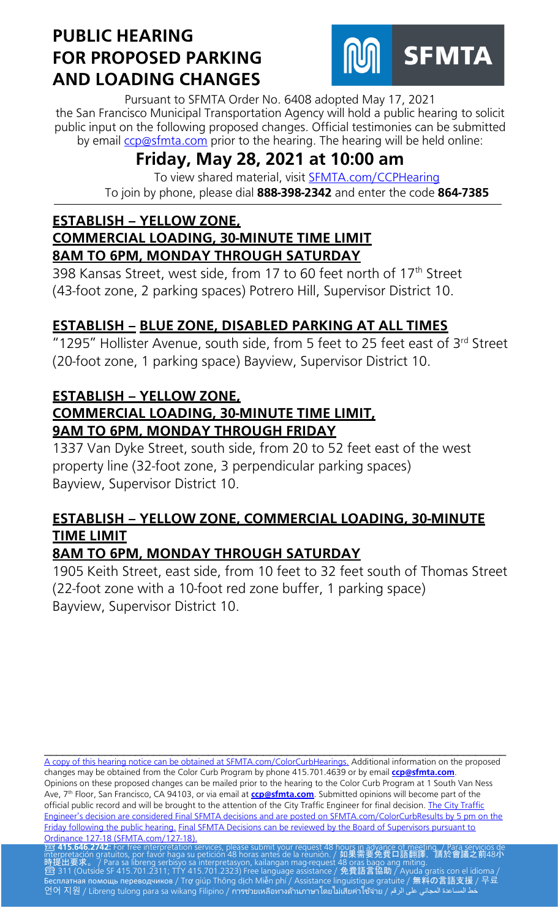# PUBLIC HEARING FOR PROPOSED PARKING AND LOADING CHANGES

SFMTA

Pursuant to SFMTA Order No. 6408 adopted May 17, 2021 the San Francisco Municipal Transportation Agency will hold a public hearing to solicit public input on the following proposed changes. Official testimonies can be submitted by email ccp@sfmta.com prior to the hearing. The hearing will be held online:

## Friday, May 28, 2021 at 10:00 am

To view shared material, visit SFMTA.com/CCPHearing

To join by phone, please dial **888-398-2342** and enter the code **864-7385**

### ESTABLISH – YELLOW ZONE, COMMERCIAL LOADING, 30-MINUTE TIME LIMIT 8AM TO 6PM, MONDAY THROUGH SATURDAY

398 Kansas Street, west side, from 17 to 60 feet north of 17th Street (43-foot zone, 2 parking spaces) Potrero Hill, Supervisor District 10.

### ESTABLISH – BLUE ZONE, DISABLED PARKING AT ALL TIMES

"1295" Hollister Avenue, south side, from 5 feet to 25 feet east of 3rd Street (20-foot zone, 1 parking space) Bayview, Supervisor District 10.

### ESTABLISH – YELLOW ZONE, COMMERCIAL LOADING, 30-MINUTE TIME LIMIT, 9AM TO 6PM, MONDAY THROUGH FRIDAY

1337 Van Dyke Street, south side, from 20 to 52 feet east of the west property line (32-foot zone, 3 perpendicular parking spaces) Bayview, Supervisor District 10.

### ESTABLISH – YELLOW ZONE, COMMERCIAL LOADING, 30-MINUTE TIME LIMIT 8AM TO 6PM, MONDAY THROUGH SATURDAY

1905 Keith Street, east side, from 10 feet to 32 feet south of Thomas Street (22-foot zone with a 10-foot red zone buffer, 1 parking space) Bayview, Supervisor District 10.

---

A copy of this hearing notice can be obtained at SFMTA.com/ColorCurbHearings. Additional information on the proposed changes may be obtained from the Color Curb Program by phone 415.701.4639 or by email **ccp@sfmta.com**. Opinions on these proposed changes can be mailed prior to the hearing to the Color Curb Program at 1 South Van Ness Ave, 7th Floor, San Francisco, CA 94103, or via email at **ccp@sfmta.com**. Submitted opinions will become part of the official public record and will be brought to the attention of the City Traffic Engineer for final decision. The City Traffic Engineer's decision are considered Final SFMTA decisions and are posted on SFMTA.com/ColorCurbResults by 5 pm on the Friday following the public hearing. Final SFMTA Decisions can be reviewed by the Board of Supervisors pursuant to Ordinance 127-18 (SFMTA.com/127-18).

☎ **415.646.2742:** For free interpretation services, please submit your request 48 hours in advance of meeting. / Para servicios de interpretación gratuitos, por favor haga su petición 48 horas antes de la reunión. / **如果需要免費口語翻譯，請於會議之前48小時提出要求。** / Para sa libreng serbisyo sa interpretasyon, kailangan mag-request 48 oras bago ang miting.
☎ 311 (Outside SF 415.701.2311; TTY 415.701.2323) Free language assistance / **免費語言協助** / Ayuda gratis con el idioma / Бесплатная помощь переводчиков / Trợ giúp Thông dịch Miễn phí / Assistance linguistique gratuite / **無料の言語支援** / 무료 언어 지원 / Libreng tulong para sa wikang Filipino / การช่วยเหลือทางด้านภาษาโดยไม่เสียค่าใช้จ่าย / خط المساعدة المجاني على الرقم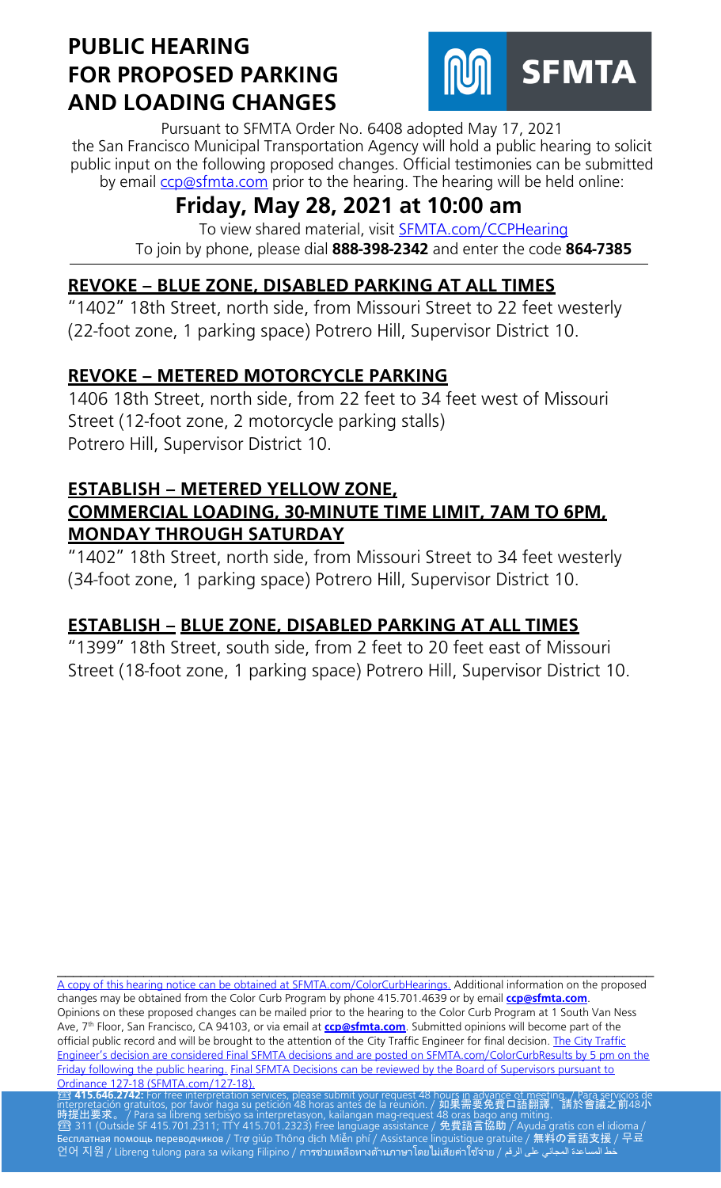# PUBLIC HEARING FOR PROPOSED PARKING AND LOADING CHANGES

Pursuant to SFMTA Order No. 6408 adopted May 17, 2021 the San Francisco Municipal Transportation Agency will hold a public hearing to solicit public input on the following proposed changes. Official testimonies can be submitted by email ccp@sfmta.com prior to the hearing. The hearing will be held online:

## Friday, May 28, 2021 at 10:00 am

To view shared material, visit SFMTA.com/CCPHearing
To join by phone, please dial **888-398-2342** and enter the code **864-7385**

### REVOKE – BLUE ZONE, DISABLED PARKING AT ALL TIMES

"1402" 18th Street, north side, from Missouri Street to 22 feet westerly (22-foot zone, 1 parking space) Potrero Hill, Supervisor District 10.

### REVOKE – METERED MOTORCYCLE PARKING

1406 18th Street, north side, from 22 feet to 34 feet west of Missouri Street (12-foot zone, 2 motorcycle parking stalls) Potrero Hill, Supervisor District 10.

### ESTABLISH – METERED YELLOW ZONE, COMMERCIAL LOADING, 30-MINUTE TIME LIMIT, 7AM TO 6PM, MONDAY THROUGH SATURDAY

"1402" 18th Street, north side, from Missouri Street to 34 feet westerly (34-foot zone, 1 parking space) Potrero Hill, Supervisor District 10.

### ESTABLISH – BLUE ZONE, DISABLED PARKING AT ALL TIMES

"1399" 18th Street, south side, from 2 feet to 20 feet east of Missouri Street (18-foot zone, 1 parking space) Potrero Hill, Supervisor District 10.

---

A copy of this hearing notice can be obtained at SFMTA.com/ColorCurbHearings. Additional information on the proposed changes may be obtained from the Color Curb Program by phone 415.701.4639 or by email **ccp@sfmta.com**. Opinions on these proposed changes can be mailed prior to the hearing to the Color Curb Program at 1 South Van Ness Ave, 7th Floor, San Francisco, CA 94103, or via email at **ccp@sfmta.com**. Submitted opinions will become part of the official public record and will be brought to the attention of the City Traffic Engineer for final decision. The City Traffic Engineer's decision are considered Final SFMTA decisions and are posted on SFMTA.com/ColorCurbResults by 5 pm on the Friday following the public hearing. Final SFMTA Decisions can be reviewed by the Board of Supervisors pursuant to Ordinance 127-18 (SFMTA.com/127-18).

☎ **415.646.2742:** For free interpretation services, please submit your request 48 hours in advance of meeting. / Para servicios de interpretación gratuitos, por favor haga su petición 48 horas antes de la reunión. / **如果需要免費口語翻譯，請於會議之前48小時提出要求。** / Para sa libreng serbisyo sa interpretasyon, kailangan mag-request 48 oras bago ang miting.
☎ 311 (Outside SF 415.701.2311; TTY 415.701.2323) Free language assistance / **免費語言協助** / Ayuda gratis con el idioma / **Бесплатная помощь переводчиков** / Trợ giúp Thông dịch Miễn phí / Assistance linguistique gratuite / **無料の言語支援** / 무료 언어 지원 / Libreng tulong para sa wikang Filipino / การช่วยเหลือทางด้านภาษาโดยไม่เสียค่าใช้จ่าย / خط المساعدة المجاني على الرقم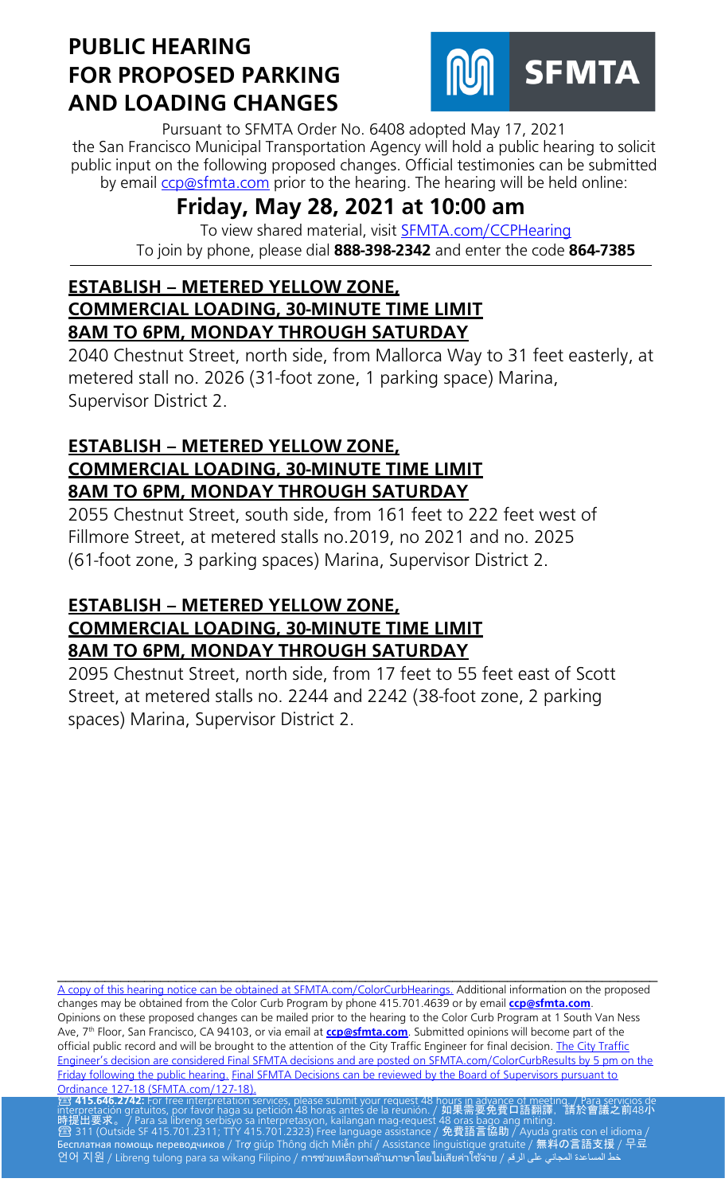# PUBLIC HEARING FOR PROPOSED PARKING AND LOADING CHANGES

SFMTA

Pursuant to SFMTA Order No. 6408 adopted May 17, 2021 the San Francisco Municipal Transportation Agency will hold a public hearing to solicit public input on the following proposed changes. Official testimonies can be submitted by email ccp@sfmta.com prior to the hearing. The hearing will be held online:

## Friday, May 28, 2021 at 10:00 am

To view shared material, visit SFMTA.com/CCPHearing
To join by phone, please dial **888-398-2342** and enter the code **864-7385**

### ESTABLISH – METERED YELLOW ZONE, COMMERCIAL LOADING, 30-MINUTE TIME LIMIT 8AM TO 6PM, MONDAY THROUGH SATURDAY

2040 Chestnut Street, north side, from Mallorca Way to 31 feet easterly, at metered stall no. 2026 (31-foot zone, 1 parking space) Marina, Supervisor District 2.

### ESTABLISH – METERED YELLOW ZONE, COMMERCIAL LOADING, 30-MINUTE TIME LIMIT 8AM TO 6PM, MONDAY THROUGH SATURDAY

2055 Chestnut Street, south side, from 161 feet to 222 feet west of Fillmore Street, at metered stalls no.2019, no 2021 and no. 2025 (61-foot zone, 3 parking spaces) Marina, Supervisor District 2.

### ESTABLISH – METERED YELLOW ZONE, COMMERCIAL LOADING, 30-MINUTE TIME LIMIT 8AM TO 6PM, MONDAY THROUGH SATURDAY

2095 Chestnut Street, north side, from 17 feet to 55 feet east of Scott Street, at metered stalls no. 2244 and 2242 (38-foot zone, 2 parking spaces) Marina, Supervisor District 2.

---

A copy of this hearing notice can be obtained at SFMTA.com/ColorCurbHearings. Additional information on the proposed changes may be obtained from the Color Curb Program by phone 415.701.4639 or by email **ccp@sfmta.com**. Opinions on these proposed changes can be mailed prior to the hearing to the Color Curb Program at 1 South Van Ness Ave, 7th Floor, San Francisco, CA 94103, or via email at **ccp@sfmta.com**. Submitted opinions will become part of the official public record and will be brought to the attention of the City Traffic Engineer for final decision. The City Traffic Engineer's decision are considered Final SFMTA decisions and are posted on SFMTA.com/ColorCurbResults by 5 pm on the Friday following the public hearing. Final SFMTA Decisions can be reviewed by the Board of Supervisors pursuant to Ordinance 127-18 (SFMTA.com/127-18).

☎ **415.646.2742:** For free interpretation services, please submit your request 48 hours in advance of meeting. / Para servicios de interpretación gratuitos, por favor haga su petición 48 horas antes de la reunión. / **如果需要免費口語翻譯，請於會議之前48小時提出要求。** / Para sa libreng serbisyo sa interpretasyon, kailangan mag-request 48 oras bago ang miting.
☎ 311 (Outside SF 415.701.2311; TTY 415.701.2323) Free language assistance / **免費語言協助** / Ayuda gratis con el idioma / **Бесплатная помощь переводчиков** / Trợ giúp Thông dịch Miễn phí / Assistance linguistique gratuite / **無料の言語支援** / 무료 언어 지원 / Libreng tulong para sa wikang Filipino / การช่วยเหลือทางด้านภาษาโดยไม่เสียค่าใช้จ่าย / خط المساعدة المجاني على الرقم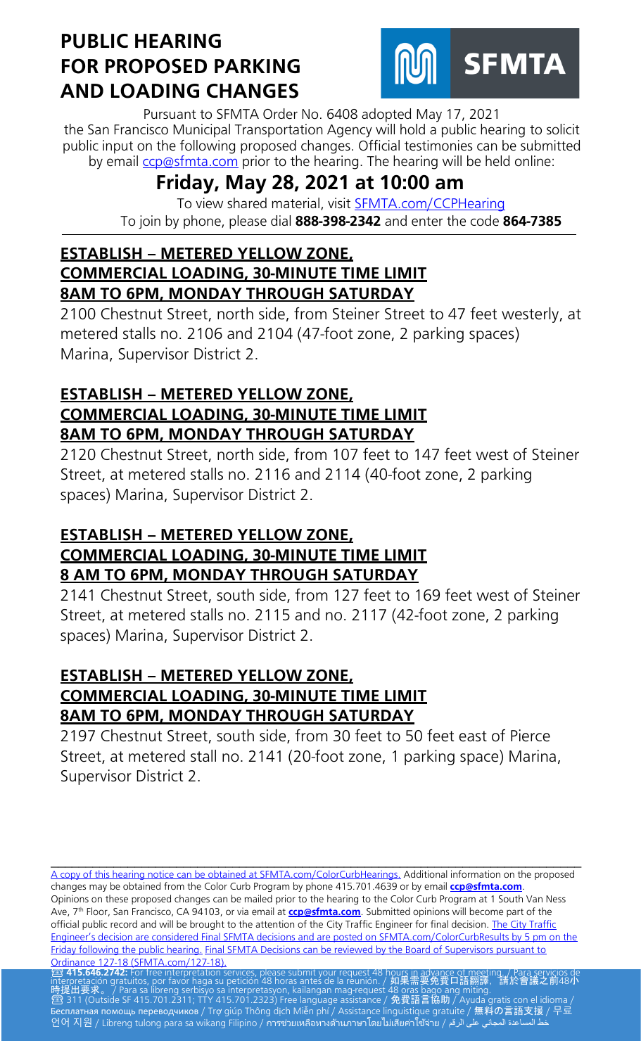# PUBLIC HEARING FOR PROPOSED PARKING AND LOADING CHANGES

SFMTA

Pursuant to SFMTA Order No. 6408 adopted May 17, 2021 the San Francisco Municipal Transportation Agency will hold a public hearing to solicit public input on the following proposed changes. Official testimonies can be submitted by email ccp@sfmta.com prior to the hearing. The hearing will be held online:

## Friday, May 28, 2021 at 10:00 am

To view shared material, visit SFMTA.com/CCPHearing
To join by phone, please dial **888-398-2342** and enter the code **864-7385**

### ESTABLISH – METERED YELLOW ZONE, COMMERCIAL LOADING, 30-MINUTE TIME LIMIT 8AM TO 6PM, MONDAY THROUGH SATURDAY

2100 Chestnut Street, north side, from Steiner Street to 47 feet westerly, at metered stalls no. 2106 and 2104 (47-foot zone, 2 parking spaces) Marina, Supervisor District 2.

### ESTABLISH – METERED YELLOW ZONE, COMMERCIAL LOADING, 30-MINUTE TIME LIMIT 8AM TO 6PM, MONDAY THROUGH SATURDAY

2120 Chestnut Street, north side, from 107 feet to 147 feet west of Steiner Street, at metered stalls no. 2116 and 2114 (40-foot zone, 2 parking spaces) Marina, Supervisor District 2.

### ESTABLISH – METERED YELLOW ZONE, COMMERCIAL LOADING, 30-MINUTE TIME LIMIT 8 AM TO 6PM, MONDAY THROUGH SATURDAY

2141 Chestnut Street, south side, from 127 feet to 169 feet west of Steiner Street, at metered stalls no. 2115 and no. 2117 (42-foot zone, 2 parking spaces) Marina, Supervisor District 2.

### ESTABLISH – METERED YELLOW ZONE, COMMERCIAL LOADING, 30-MINUTE TIME LIMIT 8AM TO 6PM, MONDAY THROUGH SATURDAY

2197 Chestnut Street, south side, from 30 feet to 50 feet east of Pierce Street, at metered stall no. 2141 (20-foot zone, 1 parking space) Marina, Supervisor District 2.

---

A copy of this hearing notice can be obtained at SFMTA.com/ColorCurbHearings. Additional information on the proposed changes may be obtained from the Color Curb Program by phone 415.701.4639 or by email **ccp@sfmta.com**. Opinions on these proposed changes can be mailed prior to the hearing to the Color Curb Program at 1 South Van Ness Ave, 7th Floor, San Francisco, CA 94103, or via email at **ccp@sfmta.com**. Submitted opinions will become part of the official public record and will be brought to the attention of the City Traffic Engineer for final decision. The City Traffic Engineer's decision are considered Final SFMTA decisions and are posted on SFMTA.com/ColorCurbResults by 5 pm on the Friday following the public hearing. Final SFMTA Decisions can be reviewed by the Board of Supervisors pursuant to Ordinance 127-18 (SFMTA.com/127-18).

☎ **415.646.2742:** For free interpretation services, please submit your request 48 hours in advance of meeting. / Para servicios de interpretación gratuitos, por favor haga su petición 48 horas antes de la reunión. / 如果需要免費口語翻譯，請於會議之前48小時提出要求。 / Para sa libreng serbisyo sa interpretasyon, kailangan mag-request 48 oras bago ang miting.
☎ 311 (Outside SF 415.701.2311; TTY 415.701.2323) Free language assistance / 免費語言協助 / Ayuda gratis con el idioma / Бесплатная помощь переводчиков / Trợ giúp Thông dịch Miễn phí / Assistance linguistique gratuite / 無料の言語支援 / 무료 언어 지원 / Libreng tulong para sa wikang Filipino / การช่วยเหลือทางด้านภาษาโดยไม่เสียค่าใช้จ่าย / خط المساعدة المجاني على الرقم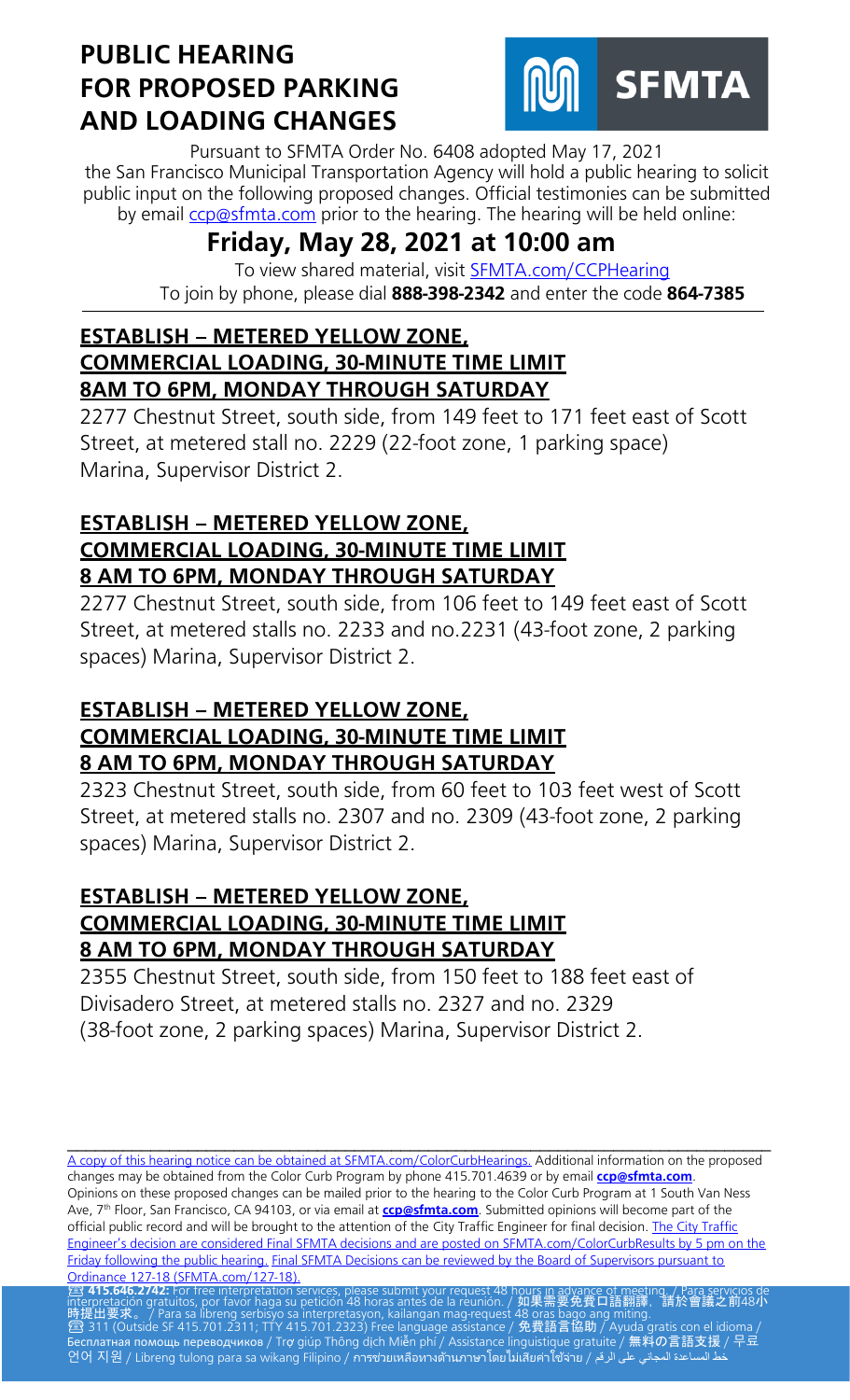# PUBLIC HEARING FOR PROPOSED PARKING AND LOADING CHANGES

SFMTA

Pursuant to SFMTA Order No. 6408 adopted May 17, 2021 the San Francisco Municipal Transportation Agency will hold a public hearing to solicit public input on the following proposed changes. Official testimonies can be submitted by email ccp@sfmta.com prior to the hearing. The hearing will be held online:

## Friday, May 28, 2021 at 10:00 am

To view shared material, visit SFMTA.com/CCPHearing

To join by phone, please dial **888-398-2342** and enter the code **864-7385**

### ESTABLISH – METERED YELLOW ZONE, COMMERCIAL LOADING, 30-MINUTE TIME LIMIT 8AM TO 6PM, MONDAY THROUGH SATURDAY

2277 Chestnut Street, south side, from 149 feet to 171 feet east of Scott Street, at metered stall no. 2229 (22-foot zone, 1 parking space) Marina, Supervisor District 2.

### ESTABLISH – METERED YELLOW ZONE, COMMERCIAL LOADING, 30-MINUTE TIME LIMIT 8 AM TO 6PM, MONDAY THROUGH SATURDAY

2277 Chestnut Street, south side, from 106 feet to 149 feet east of Scott Street, at metered stalls no. 2233 and no.2231 (43-foot zone, 2 parking spaces) Marina, Supervisor District 2.

### ESTABLISH – METERED YELLOW ZONE, COMMERCIAL LOADING, 30-MINUTE TIME LIMIT 8 AM TO 6PM, MONDAY THROUGH SATURDAY

2323 Chestnut Street, south side, from 60 feet to 103 feet west of Scott Street, at metered stalls no. 2307 and no. 2309 (43-foot zone, 2 parking spaces) Marina, Supervisor District 2.

### ESTABLISH – METERED YELLOW ZONE, COMMERCIAL LOADING, 30-MINUTE TIME LIMIT 8 AM TO 6PM, MONDAY THROUGH SATURDAY

2355 Chestnut Street, south side, from 150 feet to 188 feet east of Divisadero Street, at metered stalls no. 2327 and no. 2329 (38-foot zone, 2 parking spaces) Marina, Supervisor District 2.

---

A copy of this hearing notice can be obtained at SFMTA.com/ColorCurbHearings. Additional information on the proposed changes may be obtained from the Color Curb Program by phone 415.701.4639 or by email **ccp@sfmta.com**. Opinions on these proposed changes can be mailed prior to the hearing to the Color Curb Program at 1 South Van Ness Ave, 7th Floor, San Francisco, CA 94103, or via email at **ccp@sfmta.com**. Submitted opinions will become part of the official public record and will be brought to the attention of the City Traffic Engineer for final decision. The City Traffic Engineer's decision are considered Final SFMTA decisions and are posted on SFMTA.com/ColorCurbResults by 5 pm on the Friday following the public hearing. Final SFMTA Decisions can be reviewed by the Board of Supervisors pursuant to Ordinance 127-18 (SFMTA.com/127-18).

☎ **415.646.2742:** For free interpretation services, please submit your request 48 hours in advance of meeting. / Para servicios de interpretación gratuitos, por favor haga su petición 48 horas antes de la reunión. / **如果需要免費口語翻譯，請於會議之前48小時提出要求。** / Para sa libreng serbisyo sa interpretasyon, kailangan mag-request 48 oras bago ang miting.
☎ 311 (Outside SF 415.701.2311; TTY 415.701.2323) Free language assistance / **免費語言協助** / Ayuda gratis con el idioma / **Бесплатная помощь переводчиков** / Trợ giúp Thông dịch Miễn phí / Assistance linguistique gratuite / **無料の言語支援** / 무료 언어 지원 / Libreng tulong para sa wikang Filipino / การช่วยเหลือทางด้านภาษาโดยไม่เสียค่าใช้จ่าย / خط المساعدة المجاني على الرقم